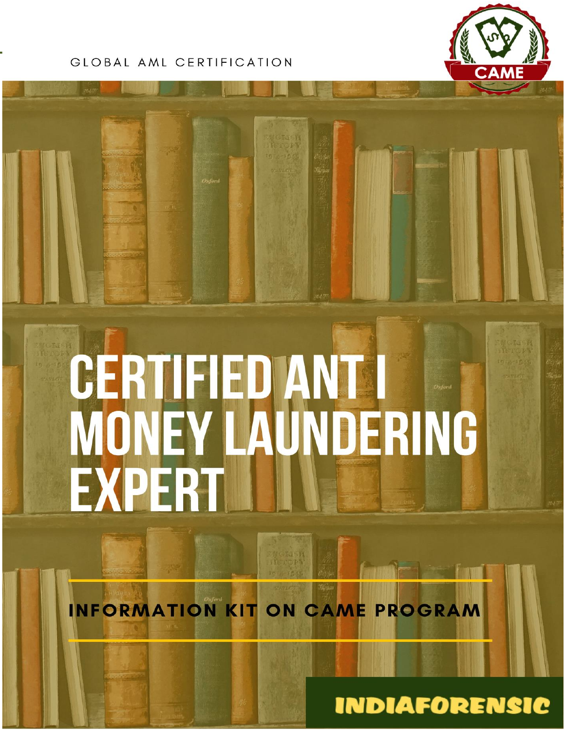GLOBAL AML CERTIFICATION

CAME

# CERTIFIED ANT I MONEY LAUNDERING EXPERT

## INFORMATION KIT ON CAME PROGRAM

INDIAFORENSIC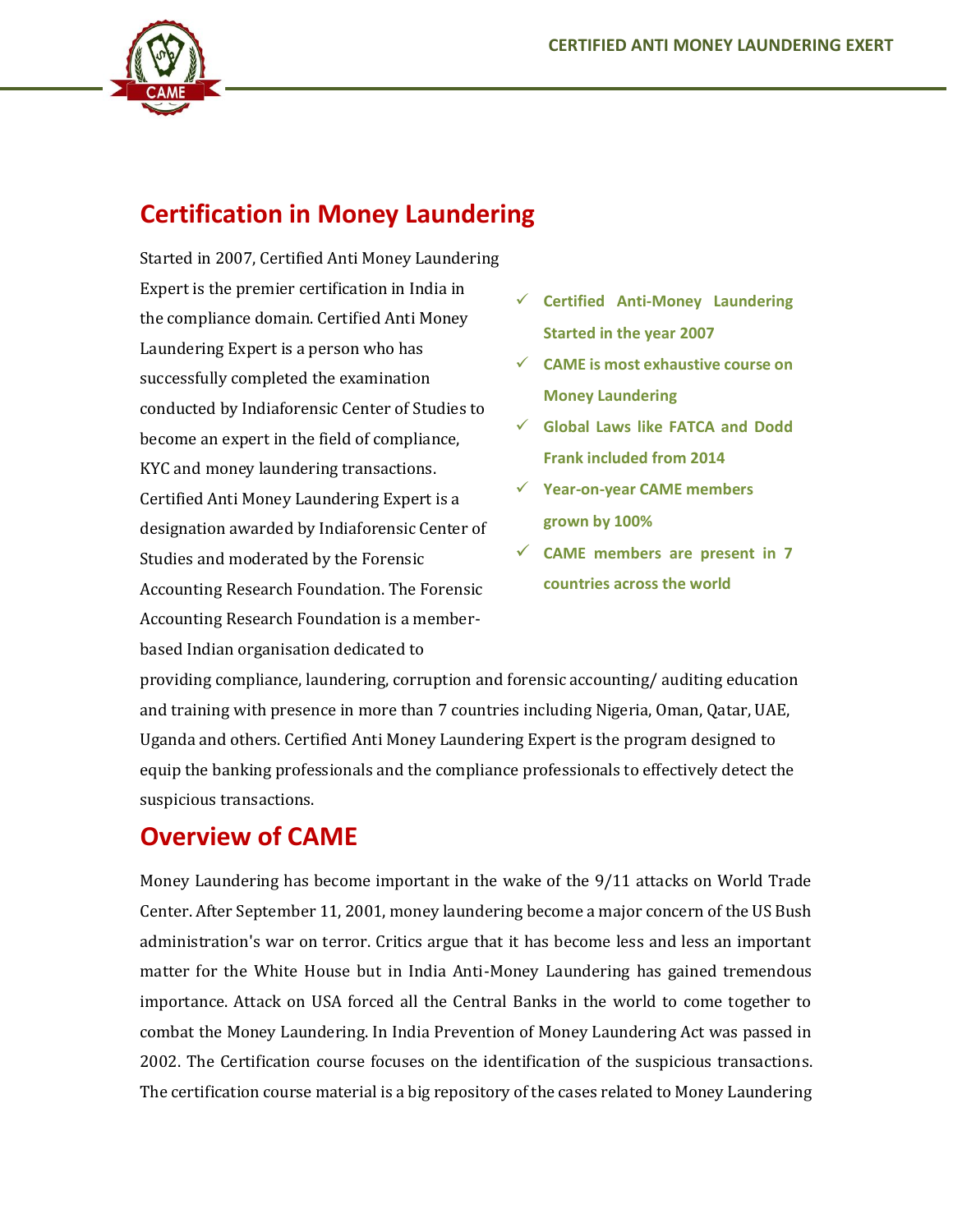## Certification in Money Laundering

Started in 2007, Certified Anti Money Laundering Expert is the premier certification in India in the compliance domain. Certified Anti Money Laundering Expert is a person who has successfully completed the examination conducted by Indiaforensic Center of Studies to become an expert in the field of compliance, KYC and money laundering transactions. Certified Anti Money Laundering Expert is a designation awarded by Indiaforensic Center of Studies and moderated by the Forensic Accounting Research Foundation. The Forensic Accounting Research Foundation is a member-based Indian organisation dedicated to providing compliance, laundering, corruption and forensic accounting/ auditing education and training with presence in more than 7 countries including Nigeria, Oman, Qatar, UAE, Uganda and others. Certified Anti Money Laundering Expert is the program designed to equip the banking professionals and the compliance professionals to effectively detect the suspicious transactions.

- **Certified Anti-Money Laundering Started in the year 2007**
- **CAME is most exhaustive course on Money Laundering**
- **Global Laws like FATCA and Dodd Frank included from 2014**
- **Year-on-year CAME members grown by 100%**
- **CAME members are present in 7 countries across the world**

## Overview of CAME

Money Laundering has become important in the wake of the 9/11 attacks on World Trade Center. After September 11, 2001, money laundering become a major concern of the US Bush administration's war on terror. Critics argue that it has become less and less an important matter for the White House but in India Anti-Money Laundering has gained tremendous importance. Attack on USA forced all the Central Banks in the world to come together to combat the Money Laundering. In India Prevention of Money Laundering Act was passed in 2002. The Certification course focuses on the identification of the suspicious transactions. The certification course material is a big repository of the cases related to Money Laundering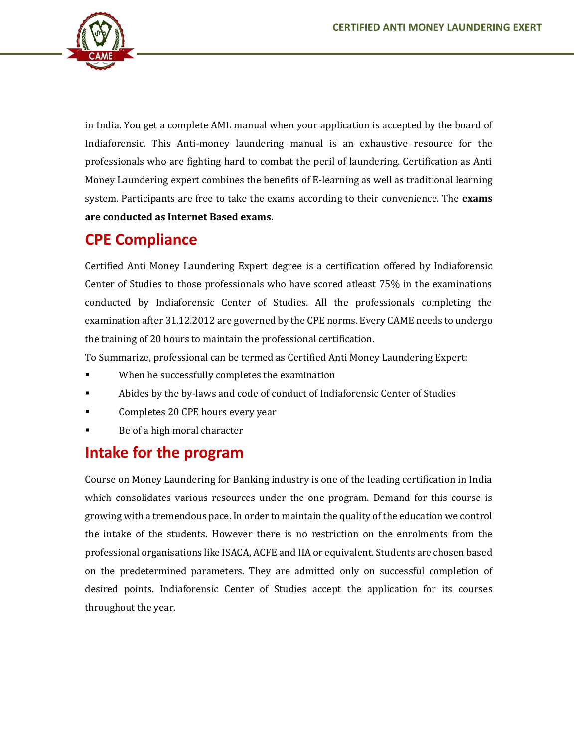in India. You get a complete AML manual when your application is accepted by the board of Indiaforensic. This Anti-money laundering manual is an exhaustive resource for the professionals who are fighting hard to combat the peril of laundering. Certification as Anti Money Laundering expert combines the benefits of E-learning as well as traditional learning system. Participants are free to take the exams according to their convenience. The **exams are conducted as Internet Based exams.**

## CPE Compliance

Certified Anti Money Laundering Expert degree is a certification offered by Indiaforensic Center of Studies to those professionals who have scored atleast 75% in the examinations conducted by Indiaforensic Center of Studies. All the professionals completing the examination after 31.12.2012 are governed by the CPE norms. Every CAME needs to undergo the training of 20 hours to maintain the professional certification.

To Summarize, professional can be termed as Certified Anti Money Laundering Expert:

- When he successfully completes the examination
- Abides by the by-laws and code of conduct of Indiaforensic Center of Studies
- Completes 20 CPE hours every year
- Be of a high moral character

## Intake for the program

Course on Money Laundering for Banking industry is one of the leading certification in India which consolidates various resources under the one program. Demand for this course is growing with a tremendous pace. In order to maintain the quality of the education we control the intake of the students. However there is no restriction on the enrolments from the professional organisations like ISACA, ACFE and IIA or equivalent. Students are chosen based on the predetermined parameters. They are admitted only on successful completion of desired points. Indiaforensic Center of Studies accept the application for its courses throughout the year.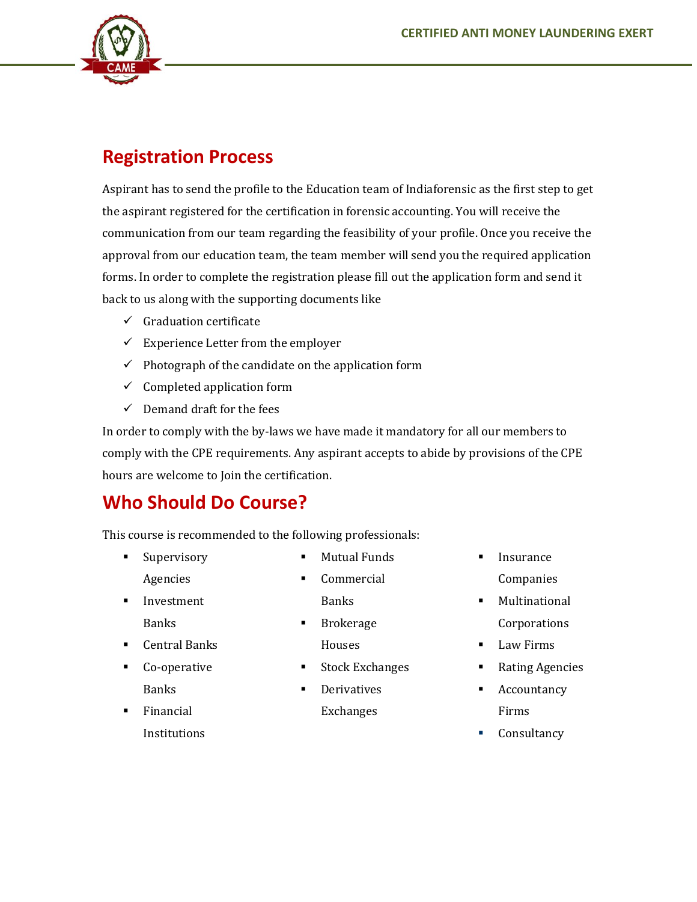## Registration Process

Aspirant has to send the profile to the Education team of Indiaforensic as the first step to get the aspirant registered for the certification in forensic accounting. You will receive the communication from our team regarding the feasibility of your profile. Once you receive the approval from our education team, the team member will send you the required application forms. In order to complete the registration please fill out the application form and send it back to us along with the supporting documents like

- ✓ Graduation certificate
- ✓ Experience Letter from the employer
- ✓ Photograph of the candidate on the application form
- ✓ Completed application form
- ✓ Demand draft for the fees

In order to comply with the by-laws we have made it mandatory for all our members to comply with the CPE requirements. Any aspirant accepts to abide by provisions of the CPE hours are welcome to Join the certification.

## Who Should Do Course?

This course is recommended to the following professionals:

- Supervisory Agencies
- Investment Banks
- Central Banks
- Co-operative Banks
- Financial Institutions
- Mutual Funds
- Commercial Banks
- Brokerage Houses
- Stock Exchanges
- Derivatives Exchanges
- Insurance Companies
- Multinational Corporations
- Law Firms
- Rating Agencies
- Accountancy Firms
- Consultancy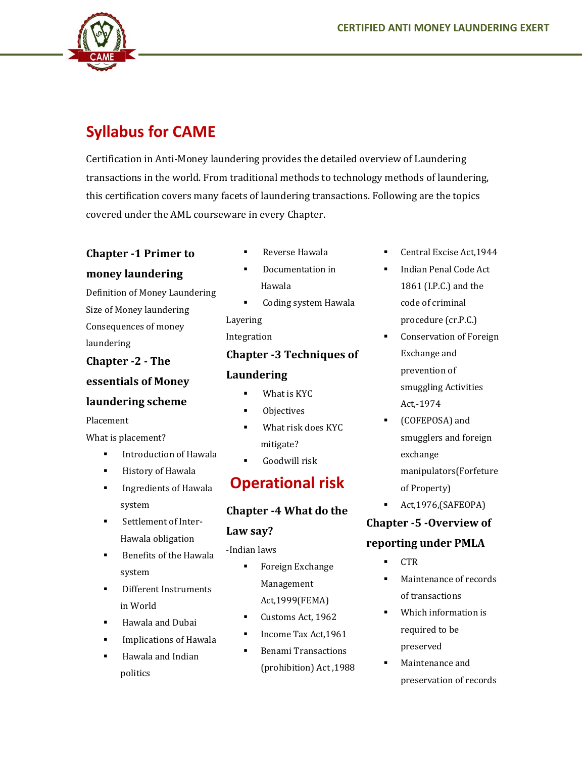# Syllabus for CAME

Certification in Anti-Money laundering provides the detailed overview of Laundering transactions in the world. From traditional methods to technology methods of laundering, this certification covers many facets of laundering transactions. Following are the topics covered under the AML courseware in every Chapter.

### Chapter -1 Primer to money laundering

Definition of Money Laundering

Size of Money laundering

Consequences of money laundering

### Chapter -2 - The essentials of Money laundering scheme

Placement

What is placement?

- Introduction of Hawala
- History of Hawala
- Ingredients of Hawala system
- Settlement of Inter-Hawala obligation
- Benefits of the Hawala system
- Different Instruments in World
- Hawala and Dubai
- Implications of Hawala
- Hawala and Indian politics
- Reverse Hawala
- Documentation in Hawala
- Coding system Hawala

Layering

Integration

### Chapter -3 Techniques of Laundering

- What is KYC
- Objectives
- What risk does KYC mitigate?
- Goodwill risk

## Operational risk

### Chapter -4 What do the Law say?

-Indian laws

- Foreign Exchange Management Act,1999(FEMA)
- Customs Act, 1962
- Income Tax Act,1961
- Benami Transactions (prohibition) Act ,1988
- Central Excise Act,1944
- Indian Penal Code Act 1861 (I.P.C.) and the code of criminal procedure (cr.P.C.)
- Conservation of Foreign Exchange and prevention of smuggling Activities Act,-1974
- (COFEPOSA) and smugglers and foreign exchange manipulators(Forfeture of Property)
- Act,1976,(SAFEOPA)

### Chapter -5 -Overview of reporting under PMLA

- CTR
- Maintenance of records of transactions
- Which information is required to be preserved
- Maintenance and preservation of records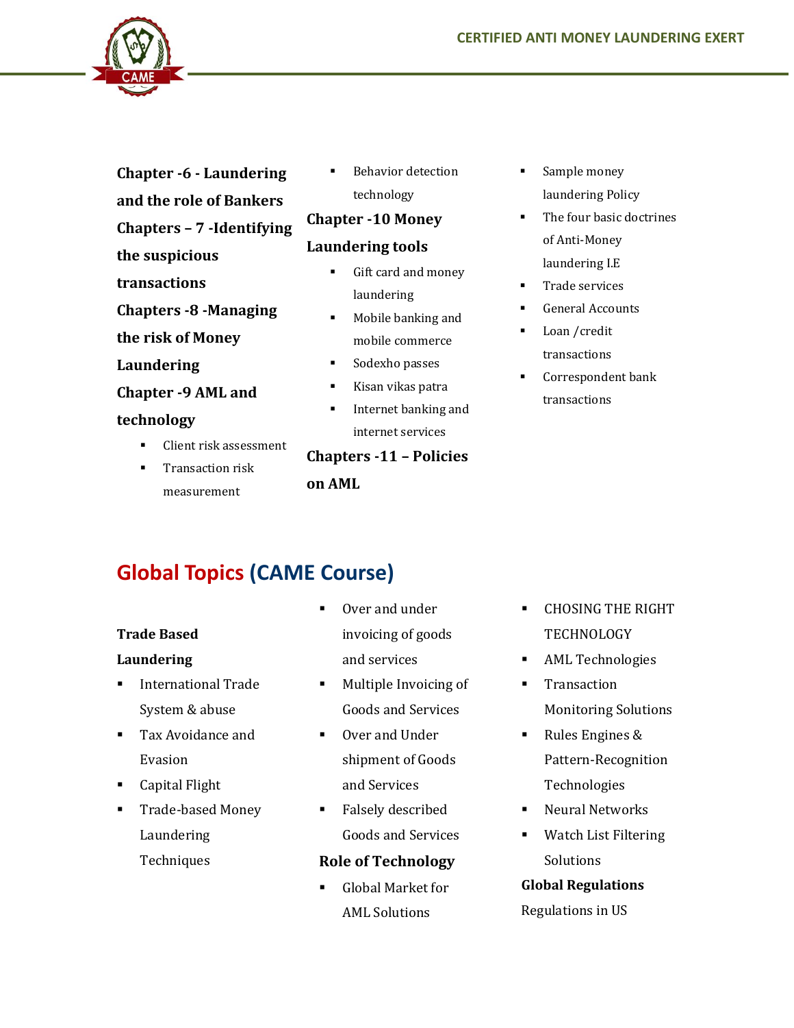**Chapter -6 - Laundering and the role of Bankers**

**Chapters – 7 -Identifying the suspicious transactions**

**Chapters -8 -Managing the risk of Money Laundering**

**Chapter -9 AML and technology**

- Client risk assessment
- Transaction risk measurement
- Behavior detection technology

**Chapter -10 Money Laundering tools**

- Gift card and money laundering
- Mobile banking and mobile commerce
- Sodexho passes
- Kisan vikas patra
- Internet banking and internet services

**Chapters -11 – Policies on AML**

- Sample money laundering Policy
- The four basic doctrines of Anti-Money laundering I.E
- Trade services
- General Accounts
- Loan /credit transactions
- Correspondent bank transactions

## Global Topics (CAME Course)

**Trade Based Laundering**

- International Trade System & abuse
- Tax Avoidance and Evasion
- Capital Flight
- Trade-based Money Laundering Techniques
- Over and under invoicing of goods and services
- Multiple Invoicing of Goods and Services
- Over and Under shipment of Goods and Services
- Falsely described Goods and Services

**Role of Technology**

- Global Market for AML Solutions
- CHOSING THE RIGHT TECHNOLOGY
- AML Technologies
- Transaction Monitoring Solutions
- Rules Engines & Pattern-Recognition Technologies
- Neural Networks
- Watch List Filtering Solutions

**Global Regulations**

Regulations in US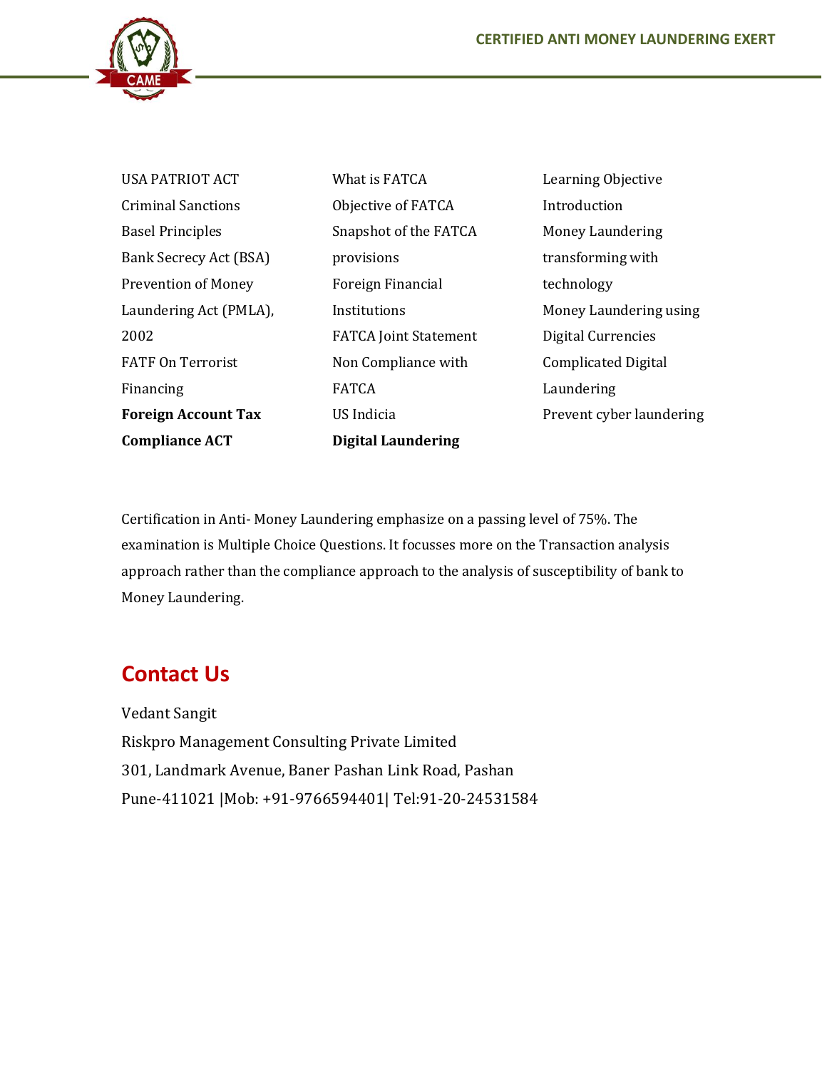USA PATRIOT ACT

Criminal Sanctions

Basel Principles

Bank Secrecy Act (BSA)

Prevention of Money Laundering Act (PMLA), 2002

FATF On Terrorist Financing

**Foreign Account Tax Compliance ACT**

What is FATCA

Objective of FATCA

Snapshot of the FATCA provisions

Foreign Financial Institutions

FATCA Joint Statement

Non Compliance with FATCA

US Indicia

**Digital Laundering**

Learning Objective

Introduction

Money Laundering transforming with technology

Money Laundering using Digital Currencies

Complicated Digital Laundering

Prevent cyber laundering

Certification in Anti- Money Laundering emphasize on a passing level of 75%. The examination is Multiple Choice Questions. It focusses more on the Transaction analysis approach rather than the compliance approach to the analysis of susceptibility of bank to Money Laundering.

## Contact Us

Vedant Sangit

Riskpro Management Consulting Private Limited

301, Landmark Avenue, Baner Pashan Link Road, Pashan

Pune-411021 |Mob: +91-9766594401| Tel:91-20-24531584